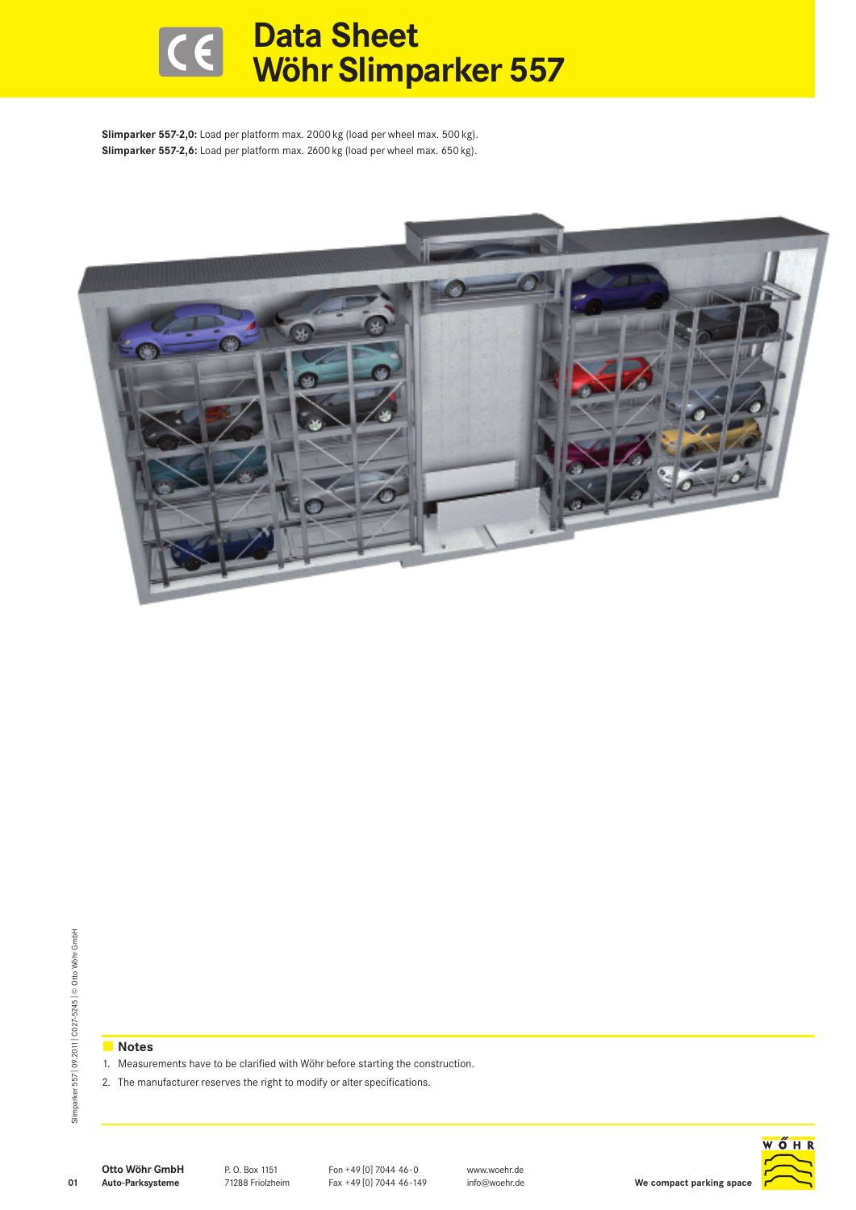# Data Sheet Wöhr Slimparker 557

**Slimparker 557-2,0:** Load per platform max. 2000 kg (load per wheel max. 500 kg).
**Slimparker 557-2,6:** Load per platform max. 2600 kg (load per wheel max. 650 kg).

## Notes

1. Measurements have to be clarified with Wöhr before starting the construction.
2. The manufacturer reserves the right to modify or alter specifications.

Slimparker 557 | 09.2011 | C027-5245 | © Otto Wöhr GmbH

**Otto Wöhr GmbH**
**Auto-Parksysteme**

P. O. Box 1151
71288 Friolzheim

Fon +49 [0] 7044 46-0
Fax +49 [0] 7044 46-149

www.woehr.de
info@woehr.de

**We compact parking space**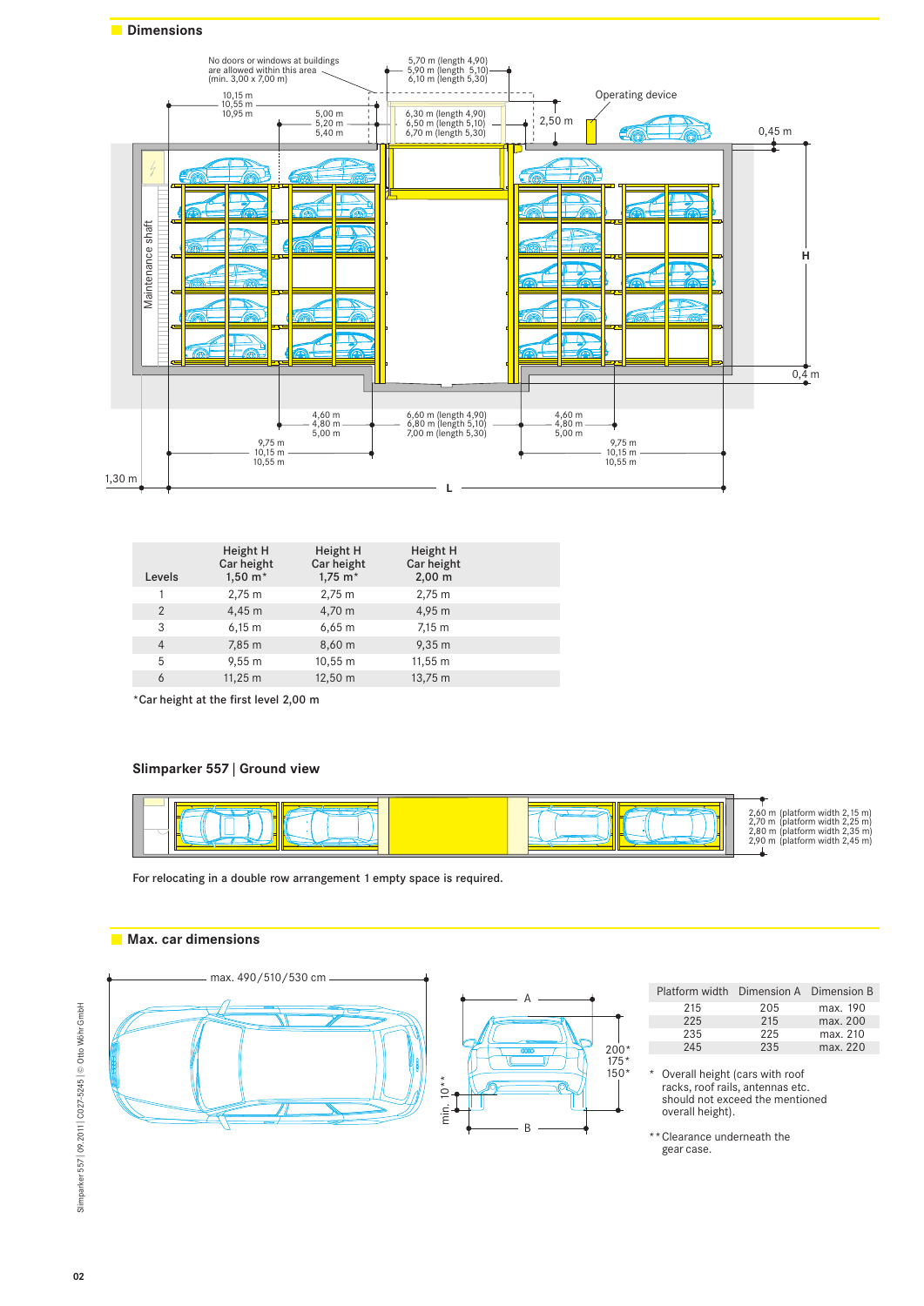## Dimensions

No doors or windows at buildings are allowed within this area (min. 3,00 x 7,00 m)

5,70 m (length 4,90)
5,90 m (length 5,10)
6,10 m (length 5,30)

10,15 m
10,55 m
10,95 m

5,00 m
5,20 m
5,40 m

6,30 m (length 4,90)
6,50 m (length 5,10)
6,70 m (length 5,30)

2,50 m

Operating device

0,45 m

Maintenance shaft

H

0,4 m

4,60 m
4,80 m
5,00 m

6,60 m (length 4,90)
6,80 m (length 5,10)
7,00 m (length 5,30)

4,60 m
4,80 m
5,00 m

9,75 m
10,15 m
10,55 m

9,75 m
10,15 m
10,55 m

1,30 m

L

| Levels | Height H Car height 1,50 m* | Height H Car height 1,75 m* | Height H Car height 2,00 m |
|---|---|---|---|
| 1 | 2,75 m | 2,75 m | 2,75 m |
| 2 | 4,45 m | 4,70 m | 4,95 m |
| 3 | 6,15 m | 6,65 m | 7,15 m |
| 4 | 7,85 m | 8,60 m | 9,35 m |
| 5 | 9,55 m | 10,55 m | 11,55 m |
| 6 | 11,25 m | 12,50 m | 13,75 m |

*Car height at the first level 2,00 m

### Slimparker 557 | Ground view

2,60 m (platform width 2,15 m)
2,70 m (platform width 2,25 m)
2,80 m (platform width 2,35 m)
2,90 m (platform width 2,45 m)

For relocating in a double row arrangement 1 empty space is required.

## Max. car dimensions

max. 490/510/530 cm

A

200*
175*
150*

min. 10**

B

| Platform width | Dimension A | Dimension B |
|---|---|---|
| 215 | 205 | max. 190 |
| 225 | 215 | max. 200 |
| 235 | 225 | max. 210 |
| 245 | 235 | max. 220 |

\* Overall height (cars with roof racks, roof rails, antennas etc. should not exceed the mentioned overall height).

** Clearance underneath the gear case.

Slimparker 557 | 09.2011 | C027-5245 | © Otto Wöhr GmbH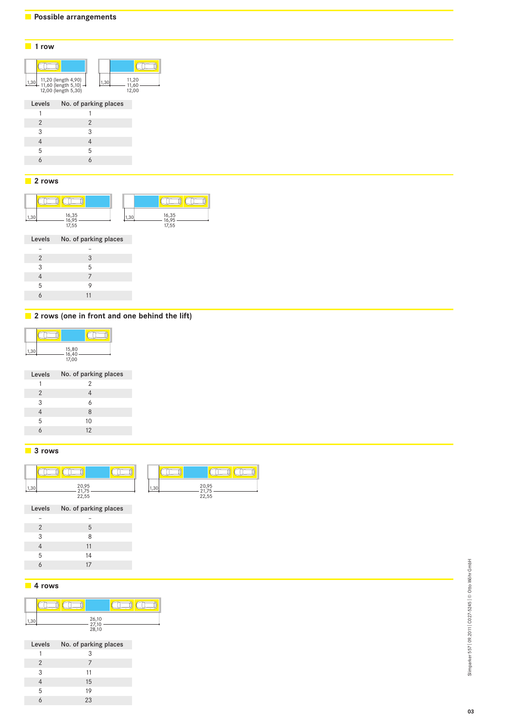## Possible arrangements

### 1 row

1,30
11,20 (length 4,90)
11,60 (length 5,10)
12,00 (length 5,30)

1,30
11,20
11,60
12,00

| Levels | No. of parking places |
|---|---|
| 1 | 1 |
| 2 | 2 |
| 3 | 3 |
| 4 | 4 |
| 5 | 5 |
| 6 | 6 |

### 2 rows

1,30
16,35
16,95
17,55

1,30
16,35
16,95
17,55

| Levels | No. of parking places |
|---|---|
| – | – |
| 2 | 3 |
| 3 | 5 |
| 4 | 7 |
| 5 | 9 |
| 6 | 11 |

### 2 rows (one in front and one behind the lift)

1,30
15,80
16,40
17,00

| Levels | No. of parking places |
|---|---|
| 1 | 2 |
| 2 | 4 |
| 3 | 6 |
| 4 | 8 |
| 5 | 10 |
| 6 | 12 |

### 3 rows

1,30
20,95
21,75
22,55

1,30
20,95
21,75
22,55

| Levels | No. of parking places |
|---|---|
| – | – |
| 2 | 5 |
| 3 | 8 |
| 4 | 11 |
| 5 | 14 |
| 6 | 17 |

### 4 rows

1,30
26,10
27,10
28,10

| Levels | No. of parking places |
|---|---|
| 1 | 3 |
| 2 | 7 |
| 3 | 11 |
| 4 | 15 |
| 5 | 19 |
| 6 | 23 |

Slimparker 557 | 09.2011 | C027-5245 | © Otto Wöhr GmbH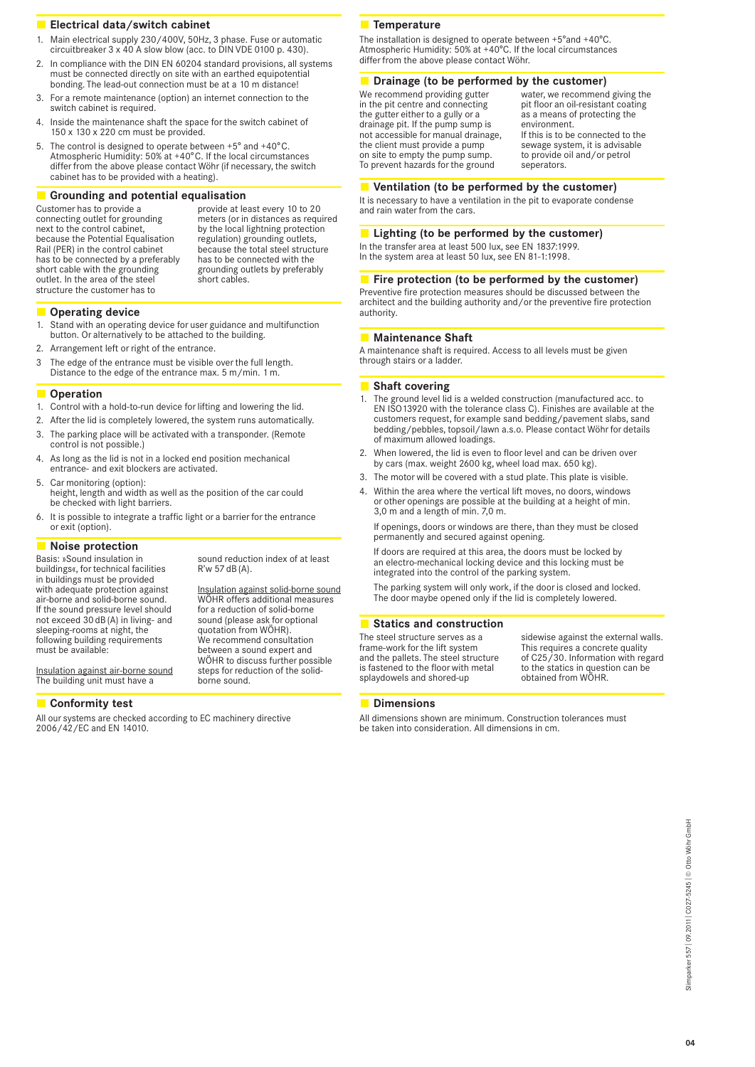## Electrical data/switch cabinet

1. Main electrical supply 230/400V, 50Hz, 3 phase. Fuse or automatic circuitbreaker 3 x 40 A slow blow (acc. to DIN VDE 0100 p. 430).
2. In compliance with the DIN EN 60204 standard provisions, all systems must be connected directly on site with an earthed equipotential bonding. The lead-out connection must be at a 10 m distance!
3. For a remote maintenance (option) an internet connection to the switch cabinet is required.
4. Inside the maintenance shaft the space for the switch cabinet of 150 x 130 x 220 cm must be provided.
5. The control is designed to operate between +5° and +40°C. Atmospheric Humidity: 50% at +40°C. If the local circumstances differ from the above please contact Wöhr (if necessary, the switch cabinet has to be provided with a heating).

## Grounding and potential equalisation

Customer has to provide a connecting outlet for grounding next to the control cabinet, because the Potential Equalisation Rail (PER) in the control cabinet has to be connected by a preferably short cable with the grounding outlet. In the area of the steel structure the customer has to provide at least every 10 to 20 meters (or in distances as required by the local lightning protection regulation) grounding outlets, because the total steel structure has to be connected with the grounding outlets by preferably short cables.

## Operating device

1. Stand with an operating device for user guidance and multifunction button. Or alternatively to be attached to the building.
2. Arrangement left or right of the entrance.
3. The edge of the entrance must be visible over the full length. Distance to the edge of the entrance max. 5 m/min. 1 m.

## Operation

1. Control with a hold-to-run device for lifting and lowering the lid.
2. After the lid is completely lowered, the system runs automatically.
3. The parking place will be activated with a transponder. (Remote control is not possible.)
4. As long as the lid is not in a locked end position mechanical entrance- and exit blockers are activated.
5. Car monitoring (option): height, length and width as well as the position of the car could be checked with light barriers.
6. It is possible to integrate a traffic light or a barrier for the entrance or exit (option).

## Noise protection

Basis: »Sound insulation in buildings«, for technical facilities in buildings must be provided with adequate protection against air-borne and solid-borne sound. If the sound pressure level should not exceed 30 dB (A) in living- and sleeping-rooms at night, the following building requirements must be available:

Insulation against air-borne sound
The building unit must have a sound reduction index of at least R'w 57 dB (A).

Insulation against solid-borne sound
WÖHR offers additional measures for a reduction of solid-borne sound (please ask for optional quotation from WÖHR). We recommend consultation between a sound expert and WÖHR to discuss further possible steps for reduction of the solid-borne sound.

## Conformity test

All our systems are checked according to EC machinery directive 2006/42/EC and EN 14010.

## Temperature

The installation is designed to operate between +5°and +40°C. Atmospheric Humidity: 50% at +40°C. If the local circumstances differ from the above please contact Wöhr.

## Drainage (to be performed by the customer)

We recommend providing gutter in the pit centre and connecting the gutter either to a gully or a drainage pit. If the pump sump is not accessible for manual drainage, the client must provide a pump on site to empty the pump sump. To prevent hazards for the ground water, we recommend giving the pit floor an oil-resistant coating as a means of protecting the environment.
If this is to be connected to the sewage system, it is advisable to provide oil and/or petrol seperators.

## Ventilation (to be performed by the customer)

It is necessary to have a ventilation in the pit to evaporate condense and rain water from the cars.

## Lighting (to be performed by the customer)

In the transfer area at least 500 lux, see EN 1837:1999.
In the system area at least 50 lux, see EN 81-1:1998.

## Fire protection (to be performed by the customer)

Preventive fire protection measures should be discussed between the architect and the building authority and/or the preventive fire protection authority.

## Maintenance Shaft

A maintenance shaft is required. Access to all levels must be given through stairs or a ladder.

## Shaft covering

1. The ground level lid is a welded construction (manufactured acc. to EN ISO 13920 with the tolerance class C). Finishes are available at the customers request, for example sand bedding/pavement slabs, sand bedding/pebbles, topsoil/lawn a.s.o. Please contact Wöhr for details of maximum allowed loadings.
2. When lowered, the lid is even to floor level and can be driven over by cars (max. weight 2600 kg, wheel load max. 650 kg).
3. The motor will be covered with a stud plate. This plate is visible.
4. Within the area where the vertical lift moves, no doors, windows or other openings are possible at the building at a height of min. 3,0 m and a length of min. 7,0 m.

   If openings, doors or windows are there, than they must be closed permanently and secured against opening.

   If doors are required at this area, the doors must be locked by an electro-mechanical locking device and this locking must be integrated into the control of the parking system.

   The parking system will only work, if the door is closed and locked. The door maybe opened only if the lid is completely lowered.

## Statics and construction

The steel structure serves as a frame-work for the lift system and the pallets. The steel structure is fastened to the floor with metal splaydowels and shored-up sidewise against the external walls. This requires a concrete quality of C25/30. Information with regard to the statics in question can be obtained from WÖHR.

## Dimensions

All dimensions shown are minimum. Construction tolerances must be taken into consideration. All dimensions in cm.

Slimparker 557 | 09.2011 | C027-5245 | © Otto Wöhr GmbH